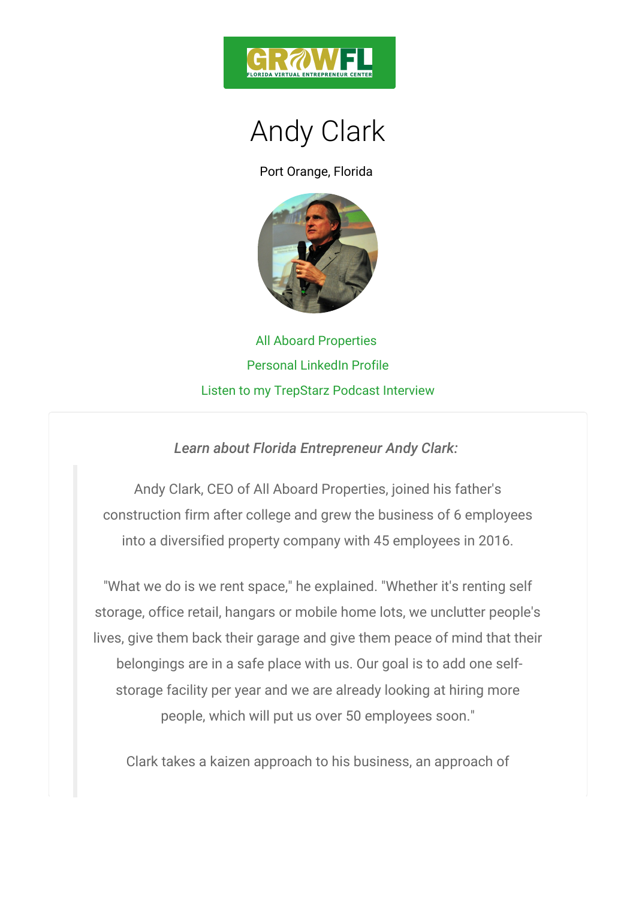# Andy Clark

Port Orange, Florida

All Aboard Properties

Personal LinkedIn Profile

Listen to my TrepStarz Podcast Interview

*Learn about Florida Entrepreneur Andy Clark:*

> Andy Clark, CEO of All Aboard Properties, joined his father's construction firm after college and grew the business of 6 employees into a diversified property company with 45 employees in 2016.
>
> "What we do is we rent space," he explained. "Whether it's renting self storage, office retail, hangars or mobile home lots, we unclutter people's lives, give them back their garage and give them peace of mind that their belongings are in a safe place with us. Our goal is to add one self-storage facility per year and we are already looking at hiring more people, which will put us over 50 employees soon."
>
> Clark takes a kaizen approach to his business, an approach of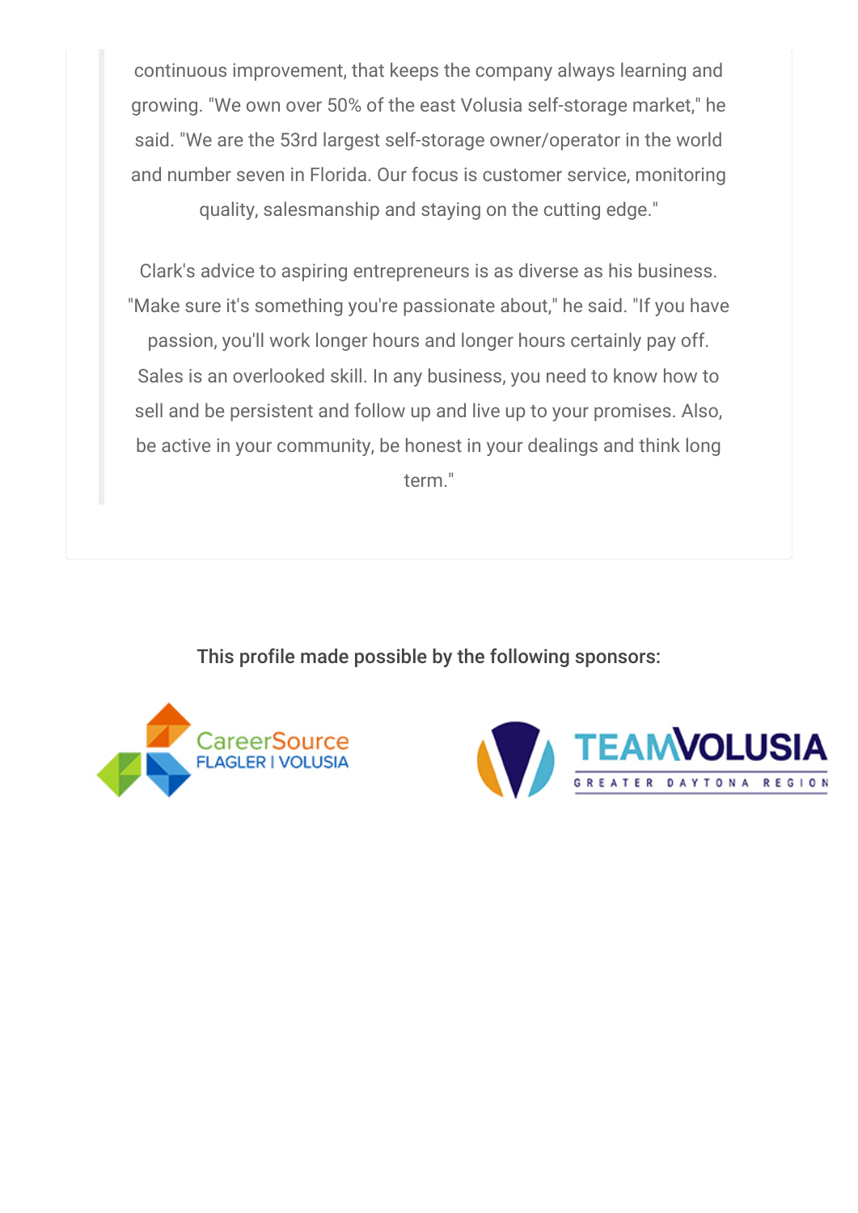continuous improvement, that keeps the company always learning and growing. "We own over 50% of the east Volusia self-storage market," he said. "We are the 53rd largest self-storage owner/operator in the world and number seven in Florida. Our focus is customer service, monitoring quality, salesmanship and staying on the cutting edge."

Clark's advice to aspiring entrepreneurs is as diverse as his business. "Make sure it's something you're passionate about," he said. "If you have passion, you'll work longer hours and longer hours certainly pay off. Sales is an overlooked skill. In any business, you need to know how to sell and be persistent and follow up and live up to your promises. Also, be active in your community, be honest in your dealings and think long term."

This profile made possible by the following sponsors:

CareerSource FLAGLER | VOLUSIA

TEAMVOLUSIA GREATER DAYTONA REGION